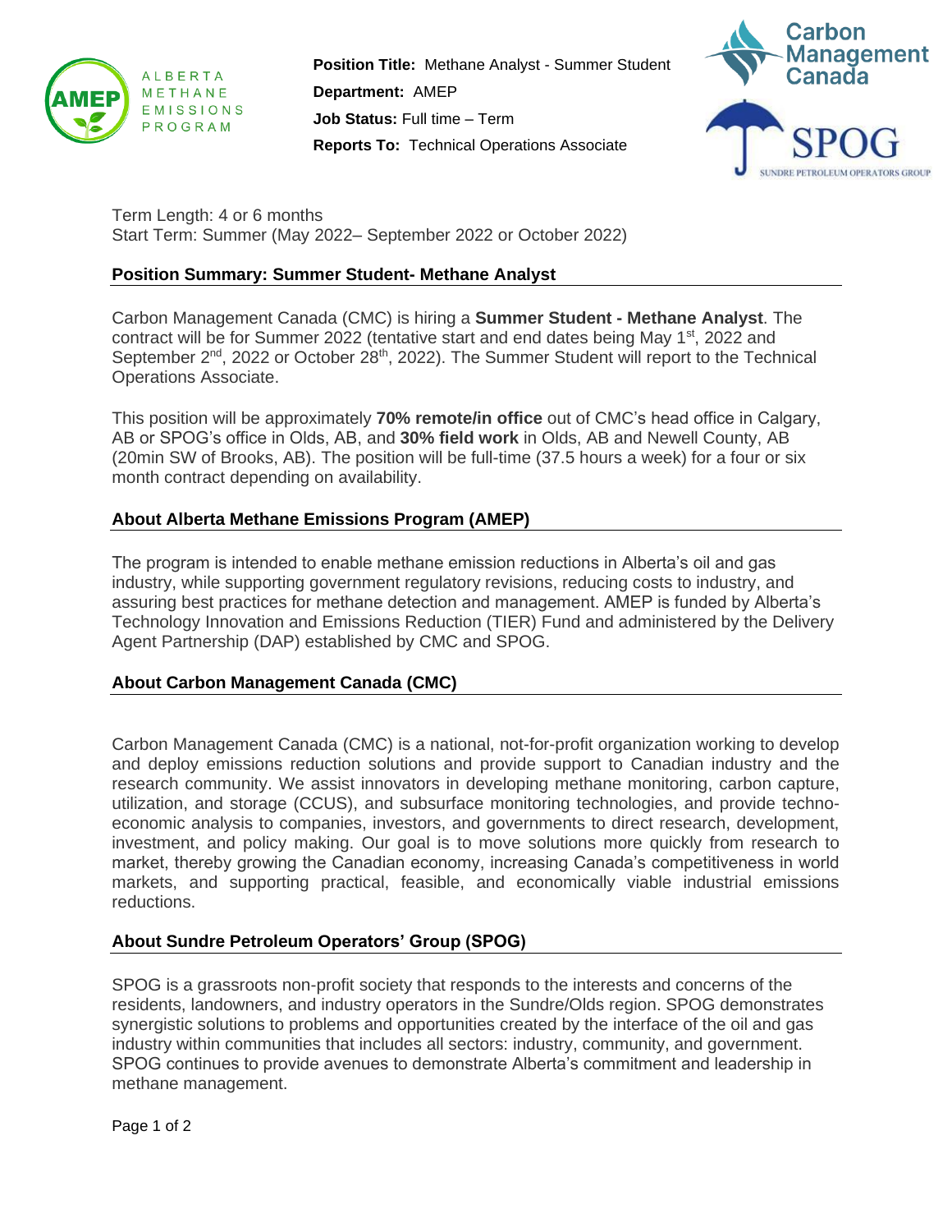**Position Title:** Methane Analyst - Summer Student

**Department:** AMEP

**Job Status:** Full time – Term

**Reports To:** Technical Operations Associate

Term Length: 4 or 6 months
Start Term: Summer (May 2022– September 2022 or October 2022)

## Position Summary: Summer Student- Methane Analyst

Carbon Management Canada (CMC) is hiring a **Summer Student - Methane Analyst**. The contract will be for Summer 2022 (tentative start and end dates being May 1st, 2022 and September 2nd, 2022 or October 28th, 2022). The Summer Student will report to the Technical Operations Associate.

This position will be approximately **70% remote/in office** out of CMC's head office in Calgary, AB or SPOG's office in Olds, AB, and **30% field work** in Olds, AB and Newell County, AB (20min SW of Brooks, AB). The position will be full-time (37.5 hours a week) for a four or six month contract depending on availability.

## About Alberta Methane Emissions Program (AMEP)

The program is intended to enable methane emission reductions in Alberta's oil and gas industry, while supporting government regulatory revisions, reducing costs to industry, and assuring best practices for methane detection and management. AMEP is funded by Alberta's Technology Innovation and Emissions Reduction (TIER) Fund and administered by the Delivery Agent Partnership (DAP) established by CMC and SPOG.

## About Carbon Management Canada (CMC)

Carbon Management Canada (CMC) is a national, not-for-profit organization working to develop and deploy emissions reduction solutions and provide support to Canadian industry and the research community. We assist innovators in developing methane monitoring, carbon capture, utilization, and storage (CCUS), and subsurface monitoring technologies, and provide techno-economic analysis to companies, investors, and governments to direct research, development, investment, and policy making. Our goal is to move solutions more quickly from research to market, thereby growing the Canadian economy, increasing Canada's competitiveness in world markets, and supporting practical, feasible, and economically viable industrial emissions reductions.

## About Sundre Petroleum Operators' Group (SPOG)

SPOG is a grassroots non-profit society that responds to the interests and concerns of the residents, landowners, and industry operators in the Sundre/Olds region. SPOG demonstrates synergistic solutions to problems and opportunities created by the interface of the oil and gas industry within communities that includes all sectors: industry, community, and government. SPOG continues to provide avenues to demonstrate Alberta's commitment and leadership in methane management.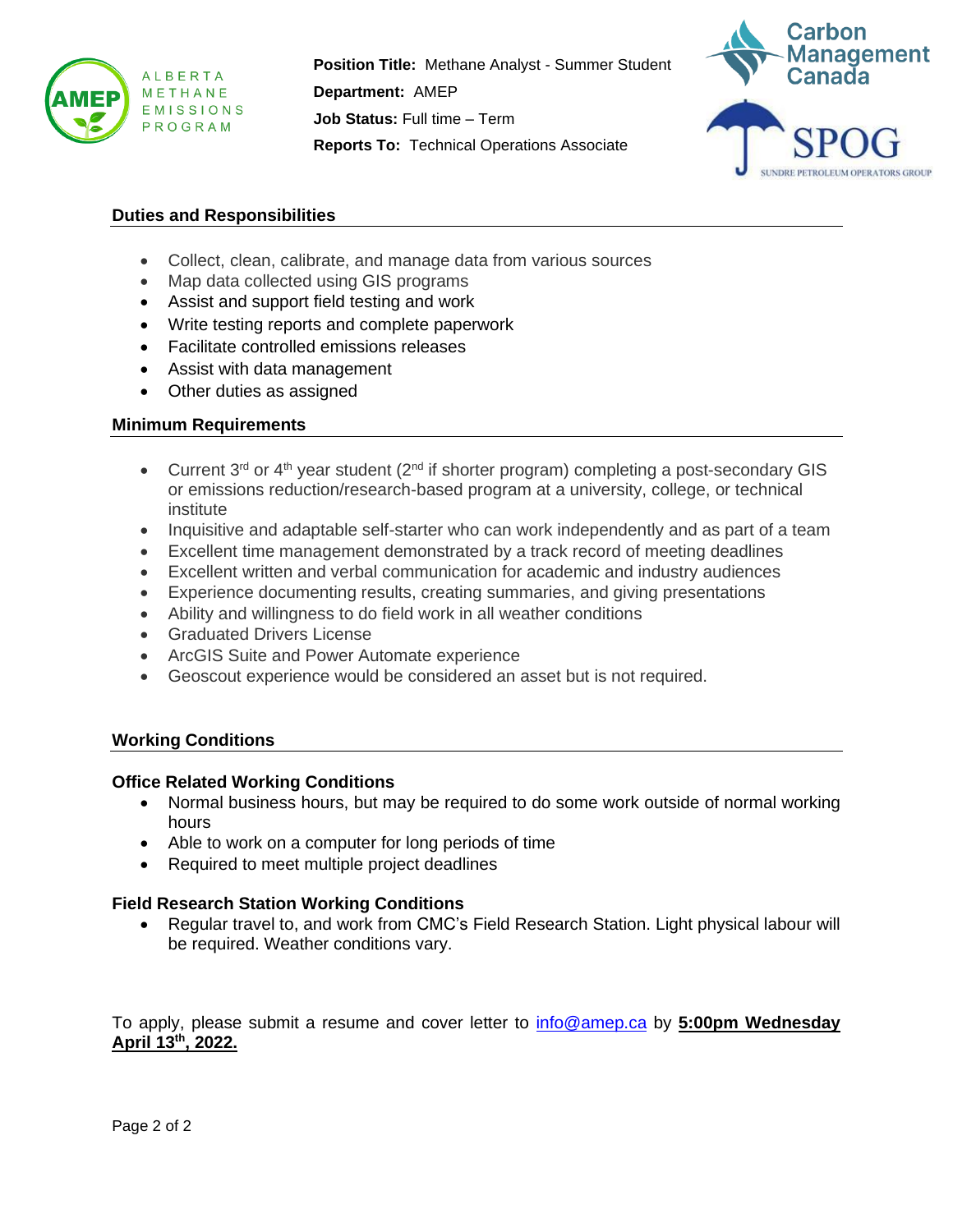ALBERTA METHANE EMISSIONS PROGRAM

**Position Title:** Methane Analyst - Summer Student
**Department:** AMEP
**Job Status:** Full time – Term
**Reports To:** Technical Operations Associate

Carbon Management Canada

SPOG SUNDRE PETROLEUM OPERATORS GROUP

## Duties and Responsibilities

- Collect, clean, calibrate, and manage data from various sources
- Map data collected using GIS programs
- Assist and support field testing and work
- Write testing reports and complete paperwork
- Facilitate controlled emissions releases
- Assist with data management
- Other duties as assigned

## Minimum Requirements

- Current 3rd or 4th year student (2nd if shorter program) completing a post-secondary GIS or emissions reduction/research-based program at a university, college, or technical institute
- Inquisitive and adaptable self-starter who can work independently and as part of a team
- Excellent time management demonstrated by a track record of meeting deadlines
- Excellent written and verbal communication for academic and industry audiences
- Experience documenting results, creating summaries, and giving presentations
- Ability and willingness to do field work in all weather conditions
- Graduated Drivers License
- ArcGIS Suite and Power Automate experience
- Geoscout experience would be considered an asset but is not required.

## Working Conditions

### Office Related Working Conditions

- Normal business hours, but may be required to do some work outside of normal working hours
- Able to work on a computer for long periods of time
- Required to meet multiple project deadlines

### Field Research Station Working Conditions

- Regular travel to, and work from CMC's Field Research Station. Light physical labour will be required. Weather conditions vary.

To apply, please submit a resume and cover letter to info@amep.ca by **5:00pm Wednesday April 13th, 2022.**